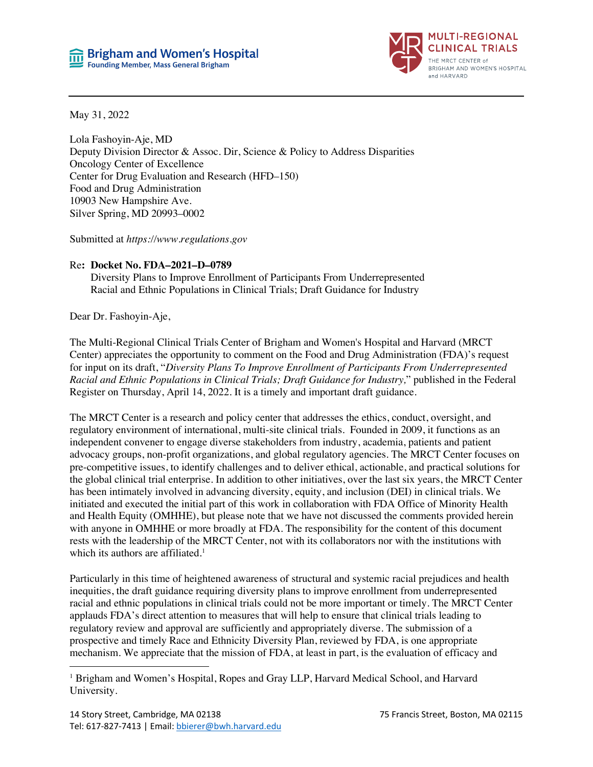Brigham and Women's Hospital
Founding Member, Mass General Brigham

MULTI-REGIONAL CLINICAL TRIALS
THE MRCT CENTER of BRIGHAM AND WOMEN'S HOSPITAL and HARVARD

May 31, 2022

Lola Fashoyin-Aje, MD
Deputy Division Director & Assoc. Dir, Science & Policy to Address Disparities
Oncology Center of Excellence
Center for Drug Evaluation and Research (HFD–150)
Food and Drug Administration
10903 New Hampshire Ave.
Silver Spring, MD 20993–0002

Submitted at *https://www.regulations.gov*

Re**: Docket No. FDA–2021–D–0789**
Diversity Plans to Improve Enrollment of Participants From Underrepresented Racial and Ethnic Populations in Clinical Trials; Draft Guidance for Industry

Dear Dr. Fashoyin-Aje,

The Multi-Regional Clinical Trials Center of Brigham and Women's Hospital and Harvard (MRCT Center) appreciates the opportunity to comment on the Food and Drug Administration (FDA)'s request for input on its draft, "*Diversity Plans To Improve Enrollment of Participants From Underrepresented Racial and Ethnic Populations in Clinical Trials; Draft Guidance for Industry,*" published in the Federal Register on Thursday, April 14, 2022. It is a timely and important draft guidance.

The MRCT Center is a research and policy center that addresses the ethics, conduct, oversight, and regulatory environment of international, multi-site clinical trials. Founded in 2009, it functions as an independent convener to engage diverse stakeholders from industry, academia, patients and patient advocacy groups, non-profit organizations, and global regulatory agencies. The MRCT Center focuses on pre-competitive issues, to identify challenges and to deliver ethical, actionable, and practical solutions for the global clinical trial enterprise. In addition to other initiatives, over the last six years, the MRCT Center has been intimately involved in advancing diversity, equity, and inclusion (DEI) in clinical trials. We initiated and executed the initial part of this work in collaboration with FDA Office of Minority Health and Health Equity (OMHHE), but please note that we have not discussed the comments provided herein with anyone in OMHHE or more broadly at FDA. The responsibility for the content of this document rests with the leadership of the MRCT Center, not with its collaborators nor with the institutions with which its authors are affiliated.[1]

Particularly in this time of heightened awareness of structural and systemic racial prejudices and health inequities, the draft guidance requiring diversity plans to improve enrollment from underrepresented racial and ethnic populations in clinical trials could not be more important or timely. The MRCT Center applauds FDA's direct attention to measures that will help to ensure that clinical trials leading to regulatory review and approval are sufficiently and appropriately diverse. The submission of a prospective and timely Race and Ethnicity Diversity Plan, reviewed by FDA, is one appropriate mechanism. We appreciate that the mission of FDA, at least in part, is the evaluation of efficacy and

[1] Brigham and Women's Hospital, Ropes and Gray LLP, Harvard Medical School, and Harvard University.

14 Story Street, Cambridge, MA 02138 | 75 Francis Street, Boston, MA 02115
Tel: 617-827-7413 | Email: bbierer@bwh.harvard.edu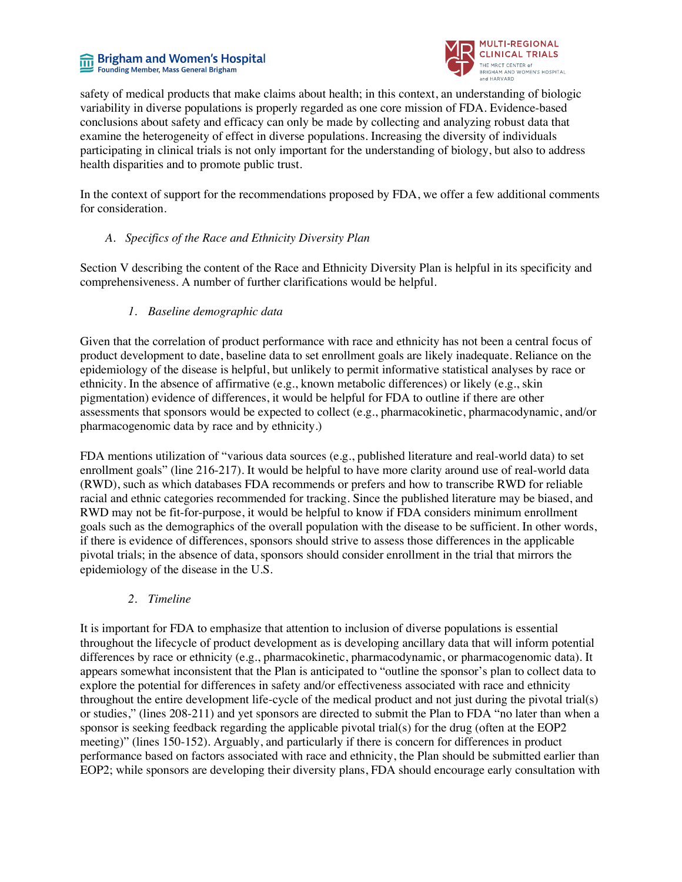safety of medical products that make claims about health; in this context, an understanding of biologic variability in diverse populations is properly regarded as one core mission of FDA. Evidence-based conclusions about safety and efficacy can only be made by collecting and analyzing robust data that examine the heterogeneity of effect in diverse populations. Increasing the diversity of individuals participating in clinical trials is not only important for the understanding of biology, but also to address health disparities and to promote public trust.

In the context of support for the recommendations proposed by FDA, we offer a few additional comments for consideration.

### A. *Specifics of the Race and Ethnicity Diversity Plan*

Section V describing the content of the Race and Ethnicity Diversity Plan is helpful in its specificity and comprehensiveness. A number of further clarifications would be helpful.

#### 1. *Baseline demographic data*

Given that the correlation of product performance with race and ethnicity has not been a central focus of product development to date, baseline data to set enrollment goals are likely inadequate. Reliance on the epidemiology of the disease is helpful, but unlikely to permit informative statistical analyses by race or ethnicity. In the absence of affirmative (e.g., known metabolic differences) or likely (e.g., skin pigmentation) evidence of differences, it would be helpful for FDA to outline if there are other assessments that sponsors would be expected to collect (e.g., pharmacokinetic, pharmacodynamic, and/or pharmacogenomic data by race and by ethnicity.)

FDA mentions utilization of "various data sources (e.g., published literature and real-world data) to set enrollment goals" (line 216-217). It would be helpful to have more clarity around use of real-world data (RWD), such as which databases FDA recommends or prefers and how to transcribe RWD for reliable racial and ethnic categories recommended for tracking. Since the published literature may be biased, and RWD may not be fit-for-purpose, it would be helpful to know if FDA considers minimum enrollment goals such as the demographics of the overall population with the disease to be sufficient. In other words, if there is evidence of differences, sponsors should strive to assess those differences in the applicable pivotal trials; in the absence of data, sponsors should consider enrollment in the trial that mirrors the epidemiology of the disease in the U.S.

#### 2. *Timeline*

It is important for FDA to emphasize that attention to inclusion of diverse populations is essential throughout the lifecycle of product development as is developing ancillary data that will inform potential differences by race or ethnicity (e.g., pharmacokinetic, pharmacodynamic, or pharmacogenomic data). It appears somewhat inconsistent that the Plan is anticipated to "outline the sponsor's plan to collect data to explore the potential for differences in safety and/or effectiveness associated with race and ethnicity throughout the entire development life-cycle of the medical product and not just during the pivotal trial(s) or studies," (lines 208-211) and yet sponsors are directed to submit the Plan to FDA "no later than when a sponsor is seeking feedback regarding the applicable pivotal trial(s) for the drug (often at the EOP2 meeting)" (lines 150-152). Arguably, and particularly if there is concern for differences in product performance based on factors associated with race and ethnicity, the Plan should be submitted earlier than EOP2; while sponsors are developing their diversity plans, FDA should encourage early consultation with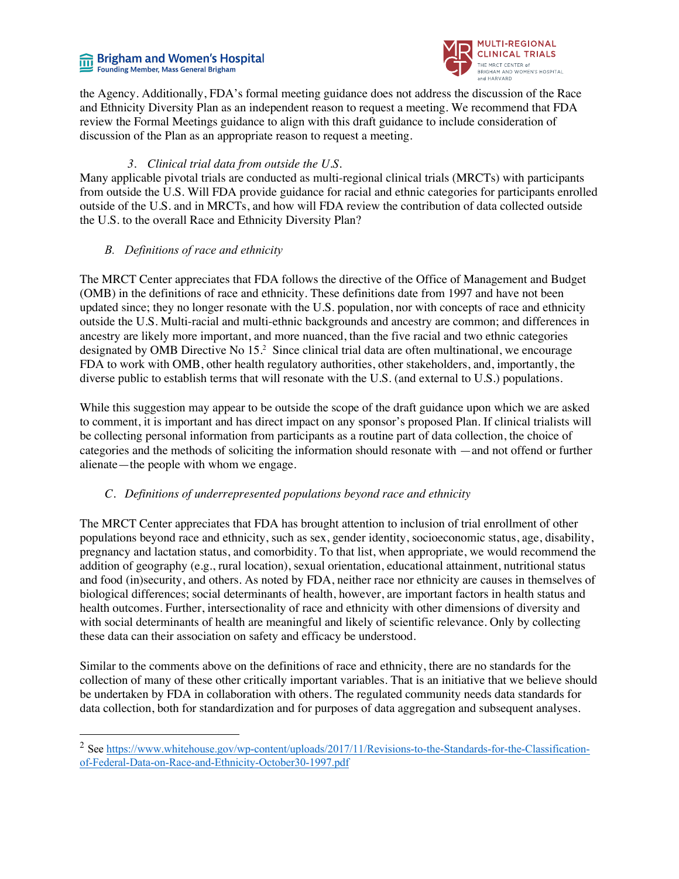the Agency. Additionally, FDA's formal meeting guidance does not address the discussion of the Race and Ethnicity Diversity Plan as an independent reason to request a meeting. We recommend that FDA review the Formal Meetings guidance to align with this draft guidance to include consideration of discussion of the Plan as an appropriate reason to request a meeting.

*3. Clinical trial data from outside the U.S.*

Many applicable pivotal trials are conducted as multi-regional clinical trials (MRCTs) with participants from outside the U.S. Will FDA provide guidance for racial and ethnic categories for participants enrolled outside of the U.S. and in MRCTs, and how will FDA review the contribution of data collected outside the U.S. to the overall Race and Ethnicity Diversity Plan?

*B. Definitions of race and ethnicity*

The MRCT Center appreciates that FDA follows the directive of the Office of Management and Budget (OMB) in the definitions of race and ethnicity. These definitions date from 1997 and have not been updated since; they no longer resonate with the U.S. population, nor with concepts of race and ethnicity outside the U.S. Multi-racial and multi-ethnic backgrounds and ancestry are common; and differences in ancestry are likely more important, and more nuanced, than the five racial and two ethnic categories designated by OMB Directive No 15.[2] Since clinical trial data are often multinational, we encourage FDA to work with OMB, other health regulatory authorities, other stakeholders, and, importantly, the diverse public to establish terms that will resonate with the U.S. (and external to U.S.) populations.

While this suggestion may appear to be outside the scope of the draft guidance upon which we are asked to comment, it is important and has direct impact on any sponsor's proposed Plan. If clinical trialists will be collecting personal information from participants as a routine part of data collection, the choice of categories and the methods of soliciting the information should resonate with —and not offend or further alienate—the people with whom we engage.

*C. Definitions of underrepresented populations beyond race and ethnicity*

The MRCT Center appreciates that FDA has brought attention to inclusion of trial enrollment of other populations beyond race and ethnicity, such as sex, gender identity, socioeconomic status, age, disability, pregnancy and lactation status, and comorbidity. To that list, when appropriate, we would recommend the addition of geography (e.g., rural location), sexual orientation, educational attainment, nutritional status and food (in)security, and others. As noted by FDA, neither race nor ethnicity are causes in themselves of biological differences; social determinants of health, however, are important factors in health status and health outcomes. Further, intersectionality of race and ethnicity with other dimensions of diversity and with social determinants of health are meaningful and likely of scientific relevance. Only by collecting these data can their association on safety and efficacy be understood.

Similar to the comments above on the definitions of race and ethnicity, there are no standards for the collection of many of these other critically important variables. That is an initiative that we believe should be undertaken by FDA in collaboration with others. The regulated community needs data standards for data collection, both for standardization and for purposes of data aggregation and subsequent analyses.

---

[2] See https://www.whitehouse.gov/wp-content/uploads/2017/11/Revisions-to-the-Standards-for-the-Classification-of-Federal-Data-on-Race-and-Ethnicity-October30-1997.pdf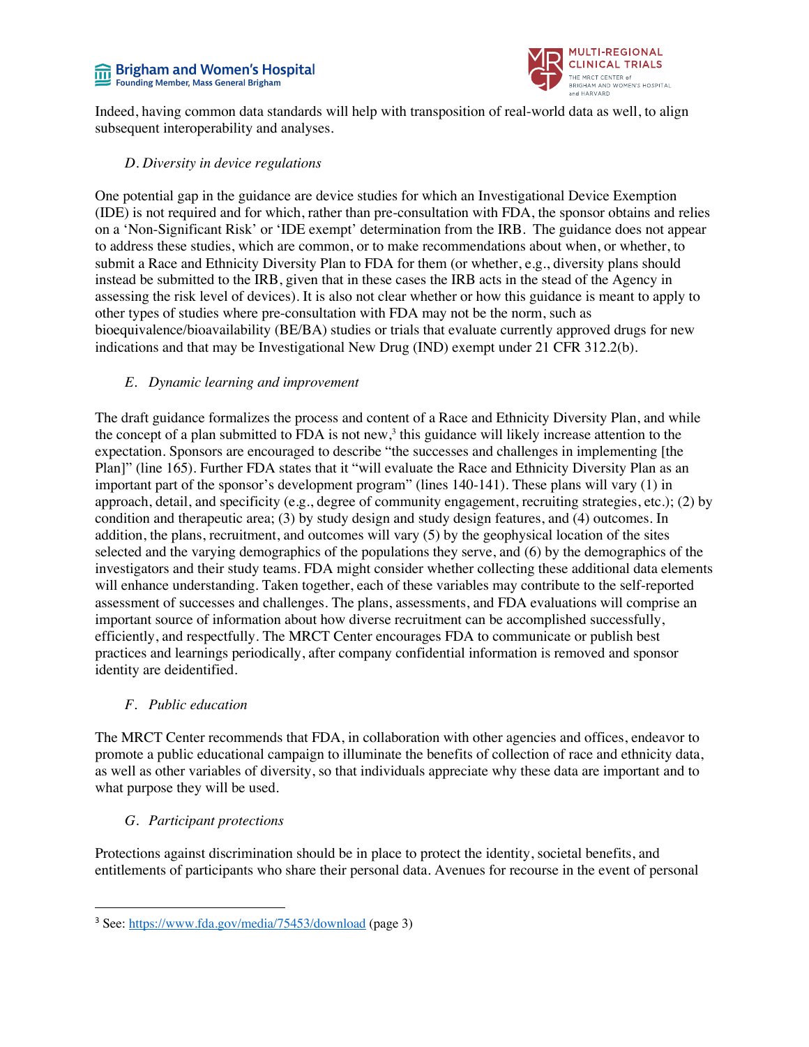Indeed, having common data standards will help with transposition of real-world data as well, to align subsequent interoperability and analyses.

### *D. Diversity in device regulations*

One potential gap in the guidance are device studies for which an Investigational Device Exemption (IDE) is not required and for which, rather than pre-consultation with FDA, the sponsor obtains and relies on a 'Non-Significant Risk' or 'IDE exempt' determination from the IRB. The guidance does not appear to address these studies, which are common, or to make recommendations about when, or whether, to submit a Race and Ethnicity Diversity Plan to FDA for them (or whether, e.g., diversity plans should instead be submitted to the IRB, given that in these cases the IRB acts in the stead of the Agency in assessing the risk level of devices). It is also not clear whether or how this guidance is meant to apply to other types of studies where pre-consultation with FDA may not be the norm, such as bioequivalence/bioavailability (BE/BA) studies or trials that evaluate currently approved drugs for new indications and that may be Investigational New Drug (IND) exempt under 21 CFR 312.2(b).

### *E. Dynamic learning and improvement*

The draft guidance formalizes the process and content of a Race and Ethnicity Diversity Plan, and while the concept of a plan submitted to FDA is not new,[3] this guidance will likely increase attention to the expectation. Sponsors are encouraged to describe "the successes and challenges in implementing [the Plan]" (line 165). Further FDA states that it "will evaluate the Race and Ethnicity Diversity Plan as an important part of the sponsor's development program" (lines 140-141). These plans will vary (1) in approach, detail, and specificity (e.g., degree of community engagement, recruiting strategies, etc.); (2) by condition and therapeutic area; (3) by study design and study design features, and (4) outcomes. In addition, the plans, recruitment, and outcomes will vary (5) by the geophysical location of the sites selected and the varying demographics of the populations they serve, and (6) by the demographics of the investigators and their study teams. FDA might consider whether collecting these additional data elements will enhance understanding. Taken together, each of these variables may contribute to the self-reported assessment of successes and challenges. The plans, assessments, and FDA evaluations will comprise an important source of information about how diverse recruitment can be accomplished successfully, efficiently, and respectfully. The MRCT Center encourages FDA to communicate or publish best practices and learnings periodically, after company confidential information is removed and sponsor identity are deidentified.

### *F. Public education*

The MRCT Center recommends that FDA, in collaboration with other agencies and offices, endeavor to promote a public educational campaign to illuminate the benefits of collection of race and ethnicity data, as well as other variables of diversity, so that individuals appreciate why these data are important and to what purpose they will be used.

### *G. Participant protections*

Protections against discrimination should be in place to protect the identity, societal benefits, and entitlements of participants who share their personal data. Avenues for recourse in the event of personal

---

[3] See: https://www.fda.gov/media/75453/download (page 3)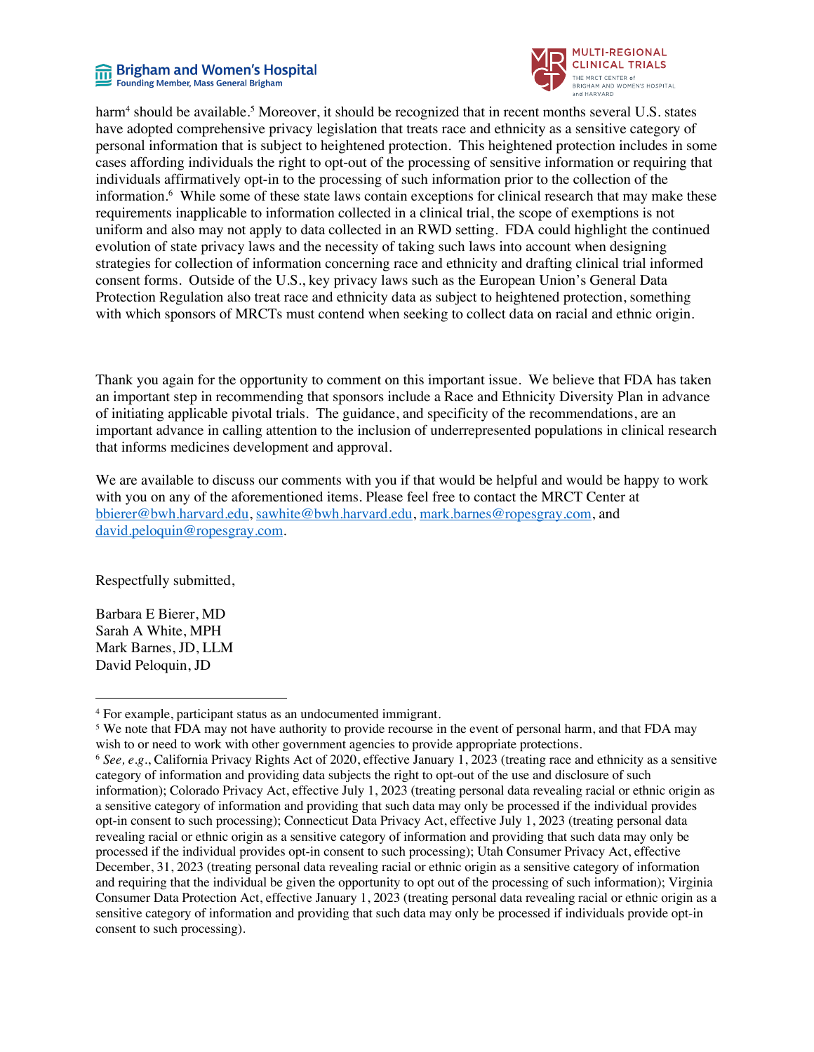harm[4] should be available.[5] Moreover, it should be recognized that in recent months several U.S. states have adopted comprehensive privacy legislation that treats race and ethnicity as a sensitive category of personal information that is subject to heightened protection. This heightened protection includes in some cases affording individuals the right to opt-out of the processing of sensitive information or requiring that individuals affirmatively opt-in to the processing of such information prior to the collection of the information.[6] While some of these state laws contain exceptions for clinical research that may make these requirements inapplicable to information collected in a clinical trial, the scope of exemptions is not uniform and also may not apply to data collected in an RWD setting. FDA could highlight the continued evolution of state privacy laws and the necessity of taking such laws into account when designing strategies for collection of information concerning race and ethnicity and drafting clinical trial informed consent forms. Outside of the U.S., key privacy laws such as the European Union's General Data Protection Regulation also treat race and ethnicity data as subject to heightened protection, something with which sponsors of MRCTs must contend when seeking to collect data on racial and ethnic origin.

Thank you again for the opportunity to comment on this important issue. We believe that FDA has taken an important step in recommending that sponsors include a Race and Ethnicity Diversity Plan in advance of initiating applicable pivotal trials. The guidance, and specificity of the recommendations, are an important advance in calling attention to the inclusion of underrepresented populations in clinical research that informs medicines development and approval.

We are available to discuss our comments with you if that would be helpful and would be happy to work with you on any of the aforementioned items. Please feel free to contact the MRCT Center at bbierer@bwh.harvard.edu, sawhite@bwh.harvard.edu, mark.barnes@ropesgray.com, and david.peloquin@ropesgray.com.

Respectfully submitted,

Barbara E Bierer, MD
Sarah A White, MPH
Mark Barnes, JD, LLM
David Peloquin, JD

---

[4] For example, participant status as an undocumented immigrant.

[5] We note that FDA may not have authority to provide recourse in the event of personal harm, and that FDA may wish to or need to work with other government agencies to provide appropriate protections.

[6] *See, e.g.*, California Privacy Rights Act of 2020, effective January 1, 2023 (treating race and ethnicity as a sensitive category of information and providing data subjects the right to opt-out of the use and disclosure of such information); Colorado Privacy Act, effective July 1, 2023 (treating personal data revealing racial or ethnic origin as a sensitive category of information and providing that such data may only be processed if the individual provides opt-in consent to such processing); Connecticut Data Privacy Act, effective July 1, 2023 (treating personal data revealing racial or ethnic origin as a sensitive category of information and providing that such data may only be processed if the individual provides opt-in consent to such processing); Utah Consumer Privacy Act, effective December, 31, 2023 (treating personal data revealing racial or ethnic origin as a sensitive category of information and requiring that the individual be given the opportunity to opt out of the processing of such information); Virginia Consumer Data Protection Act, effective January 1, 2023 (treating personal data revealing racial or ethnic origin as a sensitive category of information and providing that such data may only be processed if individuals provide opt-in consent to such processing).